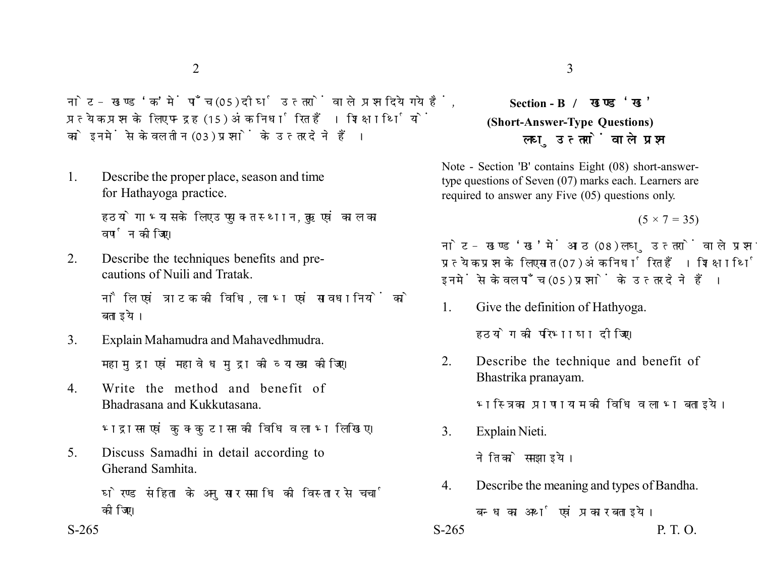नोट - खण्ड 'क' में पाँच (05) दीर्घ उत्तरों वाले प्रश्न दिये गये हैं, प्रत्येक प्रश्न के लिए पन्द्रह (15) अंक निर्धारित हैं। शिक्षार्थियों को इनमें से केवल तीन (03) प्रश्नों के उत्तर देने हैं।

1. Describe the proper place, season and time for Hathayoga practice.

   हठयोगाभ्यास के लिए उपयुक्त स्थान, ऋतु एवं काल का वर्णन कीजिए।

2. Describe the techniques benefits and precautions of Nuili and Tratak.

   नौलि एवं त्राटक की विधि, लाभ एवं सावधानियों को बताइये।

3. Explain Mahamudra and Mahavedhmudra.

   महामुद्रा एवं महावेध मुद्रा की व्याख्या कीजिए।

4. Write the method and benefit of Bhadrasana and Kukkutasana.

   भद्रासन एवं कुक्कुटासन की विधि व लाभ लिखिए।

5. Discuss Samadhi in detail according to Gherand Samhita.

   घेरण्ड संहिता के अनुसार समाधि की विस्तार से चर्चा कीजिए।

## Section - B / खण्ड 'ख'

### (Short-Answer-Type Questions)

### लघु उत्तरों वाले प्रश्न

Note - Section 'B' contains Eight (08) short-answer-type questions of Seven (07) marks each. Learners are required to answer any Five (05) questions only.

(5 × 7 = 35)

नोट - खण्ड 'ख' में आठ (08) लघु उत्तरों वाले प्रश्न दिये गये हैं, प्रत्येक प्रश्न के लिए सात (07) अंक निर्धारित हैं। शिक्षार्थियों को इनमें से केवल पाँच (05) प्रश्नों के उत्तर देने हैं।

1. Give the definition of Hathyoga.

   हठयोग की परिभाषा दीजिए।

2. Describe the technique and benefit of Bhastrika pranayam.

   भस्त्रिका प्राणायाम की विधि व लाभ बताइये।

3. Explain Nieti.

   नेति को समझाइये।

4. Describe the meaning and types of Bandha.

   बन्ध का अर्थ एवं प्रकार बताइये।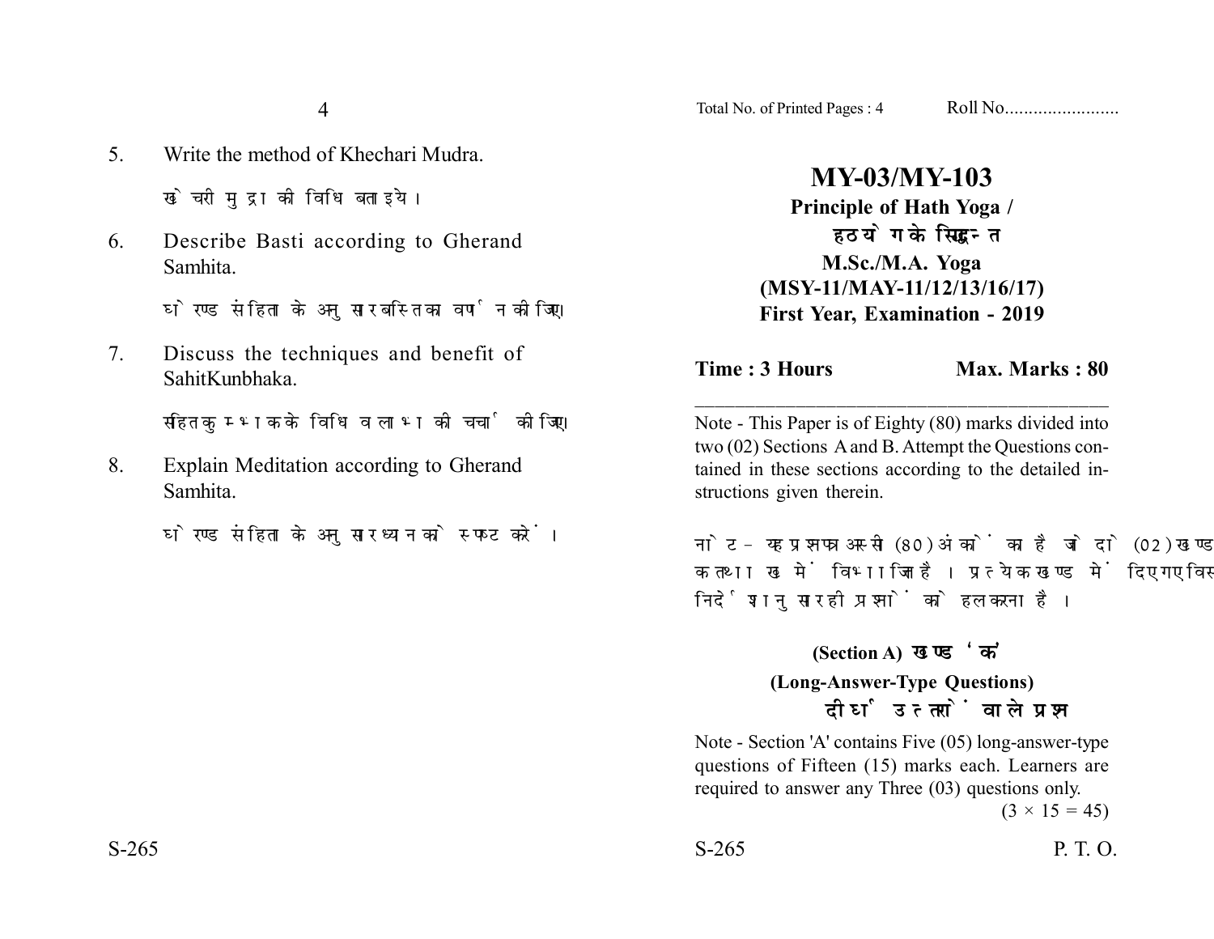5. Write the method of Khechari Mudra.

   खेचरी मुद्रा की विधि बताइये।

6. Describe Basti according to Gherand Samhita.

   घेरण्ड संहिता के अनुसार बस्ति का वर्णन कीजिए।

7. Discuss the techniques and benefit of SahitKunbhaka.

   सहित कुम्भक के विधि व लाभ की चर्चा कीजिए।

8. Explain Meditation according to Gherand Samhita.

   घेरण्ड संहिता के अनुसार ध्यान को स्पष्ट करें।

Total No. of Printed Pages : 4 Roll No........................

# MY-03/MY-103

## Principle of Hath Yoga / हठयोग के सिद्धान्त

## M.Sc./M.A. Yoga (MSY-11/MAY-11/12/13/16/17) First Year, Examination - 2019

**Time : 3 Hours** **Max. Marks : 80**

Note - This Paper is of Eighty (80) marks divided into two (02) Sections A and B. Attempt the Questions contained in these sections according to the detailed instructions given therein.

नोट - यह प्रश्नपत्र अस्सी (80) अंकों का है जो दो (02) खण्डों क तथा ख में विभाजित है। प्रत्येक खण्ड में दिए गए विस्तृत निर्देशों के अनुसार ही प्रश्नों को हल करना है।

### (Section A) खण्ड 'क'

### (Long-Answer-Type Questions) दीर्घ उत्तरों वाले प्रश्न

Note - Section 'A' contains Five (05) long-answer-type questions of Fifteen (15) marks each. Learners are required to answer any Three (03) questions only.

(3 × 15 = 45)

S-265 P. T. O.